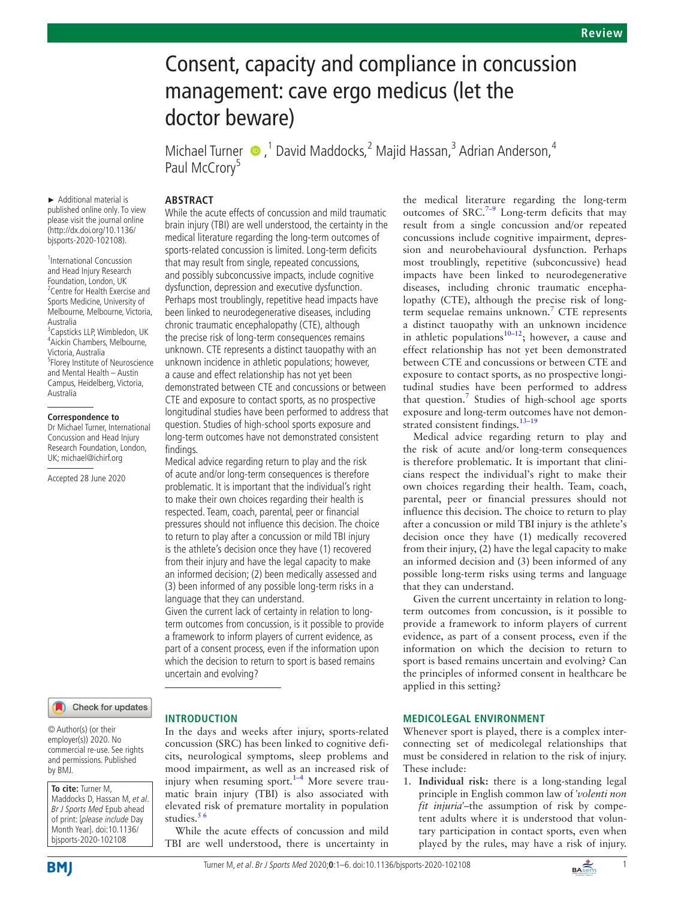# Consent, capacity and compliance in concussion management: cave ergo medicus (let the doctor beware)

Michael Turner,[1] David Maddocks,[2] Majid Hassan,[3] Adrian Anderson,[4] Paul McCrory[5]

► Additional material is published online only. To view please visit the journal online (http://dx.doi.org/10.1136/bjsports-2020-102108).

[1]International Concussion and Head Injury Research Foundation, London, UK
[2]Centre for Health Exercise and Sports Medicine, University of Melbourne, Melbourne, Victoria, Australia
[3]Capsticks LLP, Wimbledon, UK
[4]Aickin Chambers, Melbourne, Victoria, Australia
[5]Florey Institute of Neuroscience and Mental Health – Austin Campus, Heidelberg, Victoria, Australia

**Correspondence to**
Dr Michael Turner, International Concussion and Head Injury Research Foundation, London, UK; michael@ichirf.org

Accepted 28 June 2020

© Author(s) (or their employer(s)) 2020. No commercial re-use. See rights and permissions. Published by BMJ.

**To cite:** Turner M, Maddocks D, Hassan M, *et al*. *Br J Sports Med* Epub ahead of print: [*please include* Day Month Year]. doi:10.1136/bjsports-2020-102108

## ABSTRACT

While the acute effects of concussion and mild traumatic brain injury (TBI) are well understood, the certainty in the medical literature regarding the long-term outcomes of sports-related concussion is limited. Long-term deficits that may result from single, repeated concussions, and possibly subconcussive impacts, include cognitive dysfunction, depression and executive dysfunction. Perhaps most troublingly, repetitive head impacts have been linked to neurodegenerative diseases, including chronic traumatic encephalopathy (CTE), although the precise risk of long-term consequences remains unknown. CTE represents a distinct tauopathy with an unknown incidence in athletic populations; however, a cause and effect relationship has not yet been demonstrated between CTE and concussions or between CTE and exposure to contact sports, as no prospective longitudinal studies have been performed to address that question. Studies of high-school sports exposure and long-term outcomes have not demonstrated consistent findings.

Medical advice regarding return to play and the risk of acute and/or long-term consequences is therefore problematic. It is important that the individual's right to make their own choices regarding their health is respected. Team, coach, parental, peer or financial pressures should not influence this decision. The choice to return to play after a concussion or mild TBI injury is the athlete's decision once they have (1) recovered from their injury and have the legal capacity to make an informed decision; (2) been medically assessed and (3) been informed of any possible long-term risks in a language that they can understand.

Given the current lack of certainty in relation to long-term outcomes from concussion, is it possible to provide a framework to inform players of current evidence, as part of a consent process, even if the information upon which the decision to return to sport is based remains uncertain and evolving?

## INTRODUCTION

In the days and weeks after injury, sports-related concussion (SRC) has been linked to cognitive deficits, neurological symptoms, sleep problems and mood impairment, as well as an increased risk of injury when resuming sport.[1–4] More severe traumatic brain injury (TBI) is also associated with elevated risk of premature mortality in population studies.[5,6]

While the acute effects of concussion and mild TBI are well understood, there is uncertainty in the medical literature regarding the long-term outcomes of SRC.[7–9] Long-term deficits that may result from a single concussion and/or repeated concussions include cognitive impairment, depression and neurobehavioural dysfunction. Perhaps most troublingly, repetitive (subconcussive) head impacts have been linked to neurodegenerative diseases, including chronic traumatic encephalopathy (CTE), although the precise risk of long-term sequelae remains unknown.[7] CTE represents a distinct tauopathy with an unknown incidence in athletic populations[10–12]; however, a cause and effect relationship has not yet been demonstrated between CTE and concussions or between CTE and exposure to contact sports, as no prospective longitudinal studies have been performed to address that question.[7] Studies of high-school age sports exposure and long-term outcomes have not demonstrated consistent findings.[13–19]

Medical advice regarding return to play and the risk of acute and/or long-term consequences is therefore problematic. It is important that clinicians respect the individual's right to make their own choices regarding their health. Team, coach, parental, peer or financial pressures should not influence this decision. The choice to return to play after a concussion or mild TBI injury is the athlete's decision once they have (1) medically recovered from their injury, (2) have the legal capacity to make an informed decision and (3) been informed of any possible long-term risks using terms and language that they can understand.

Given the current uncertainty in relation to long-term outcomes from concussion, is it possible to provide a framework to inform players of current evidence, as part of a consent process, even if the information on which the decision to return to sport is based remains uncertain and evolving? Can the principles of informed consent in healthcare be applied in this setting?

## MEDICOLEGAL ENVIRONMENT

Whenever sport is played, there is a complex interconnecting set of medicolegal relationships that must be considered in relation to the risk of injury. These include:

1. **Individual risk:** there is a long-standing legal principle in English common law of '*volenti non fit injuria*'–the assumption of risk by competent adults where it is understood that voluntary participation in contact sports, even when played by the rules, may have a risk of injury.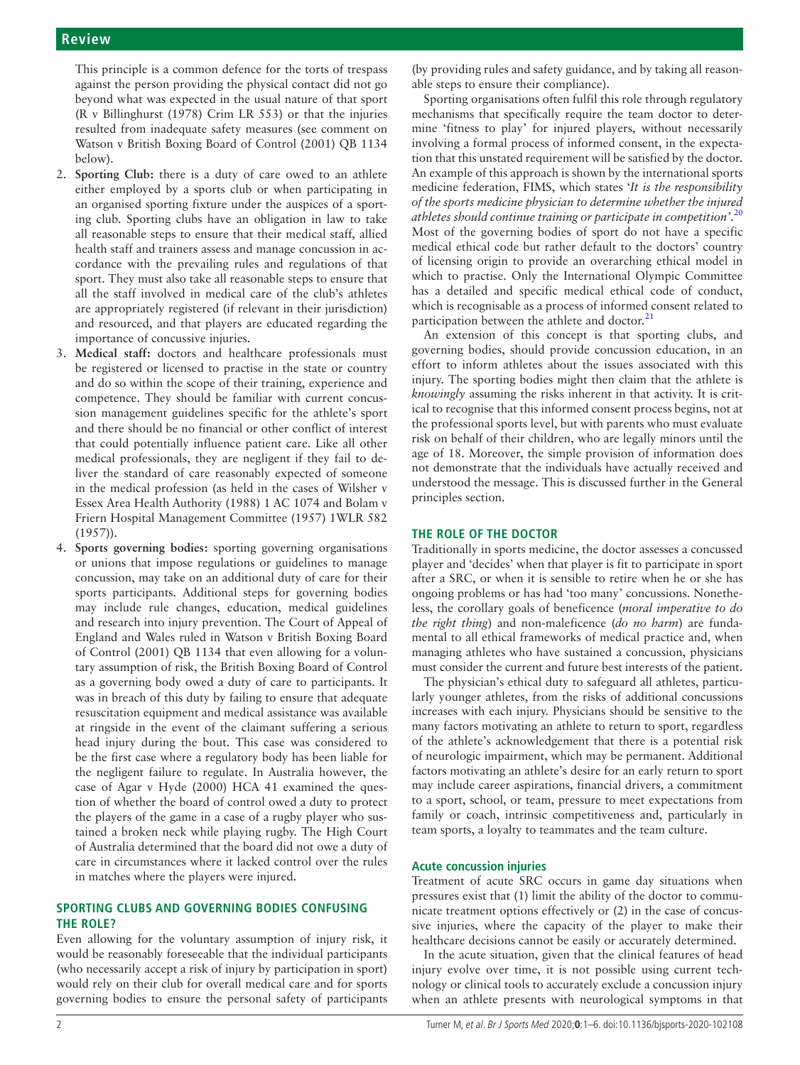This principle is a common defence for the torts of trespass against the person providing the physical contact did not go beyond what was expected in the usual nature of that sport (R v Billinghurst (1978) Crim LR 553) or that the injuries resulted from inadequate safety measures (see comment on Watson v British Boxing Board of Control (2001) QB 1134 below).

2. **Sporting Club:** there is a duty of care owed to an athlete either employed by a sports club or when participating in an organised sporting fixture under the auspices of a sporting club. Sporting clubs have an obligation in law to take all reasonable steps to ensure that their medical staff, allied health staff and trainers assess and manage concussion in accordance with the prevailing rules and regulations of that sport. They must also take all reasonable steps to ensure that all the staff involved in medical care of the club's athletes are appropriately registered (if relevant in their jurisdiction) and resourced, and that players are educated regarding the importance of concussive injuries.
3. **Medical staff:** doctors and healthcare professionals must be registered or licensed to practise in the state or country and do so within the scope of their training, experience and competence. They should be familiar with current concussion management guidelines specific for the athlete's sport and there should be no financial or other conflict of interest that could potentially influence patient care. Like all other medical professionals, they are negligent if they fail to deliver the standard of care reasonably expected of someone in the medical profession (as held in the cases of Wilsher v Essex Area Health Authority (1988) 1 AC 1074 and Bolam v Friern Hospital Management Committee (1957) 1WLR 582 (1957)).
4. **Sports governing bodies:** sporting governing organisations or unions that impose regulations or guidelines to manage concussion, may take on an additional duty of care for their sports participants. Additional steps for governing bodies may include rule changes, education, medical guidelines and research into injury prevention. The Court of Appeal of England and Wales ruled in Watson v British Boxing Board of Control (2001) QB 1134 that even allowing for a voluntary assumption of risk, the British Boxing Board of Control as a governing body owed a duty of care to participants. It was in breach of this duty by failing to ensure that adequate resuscitation equipment and medical assistance was available at ringside in the event of the claimant suffering a serious head injury during the bout. This case was considered to be the first case where a regulatory body has been liable for the negligent failure to regulate. In Australia however, the case of Agar v Hyde (2000) HCA 41 examined the question of whether the board of control owed a duty to protect the players of the game in a case of a rugby player who sustained a broken neck while playing rugby. The High Court of Australia determined that the board did not owe a duty of care in circumstances where it lacked control over the rules in matches where the players were injured.

## SPORTING CLUBS AND GOVERNING BODIES CONFUSING THE ROLE?

Even allowing for the voluntary assumption of injury risk, it would be reasonably foreseeable that the individual participants (who necessarily accept a risk of injury by participation in sport) would rely on their club for overall medical care and for sports governing bodies to ensure the personal safety of participants (by providing rules and safety guidance, and by taking all reasonable steps to ensure their compliance).

Sporting organisations often fulfil this role through regulatory mechanisms that specifically require the team doctor to determine 'fitness to play' for injured players, without necessarily involving a formal process of informed consent, in the expectation that this unstated requirement will be satisfied by the doctor. An example of this approach is shown by the international sports medicine federation, FIMS, which states '*It is the responsibility of the sports medicine physician to determine whether the injured athletes should continue training or participate in competition*'.[20] Most of the governing bodies of sport do not have a specific medical ethical code but rather default to the doctors' country of licensing origin to provide an overarching ethical model in which to practise. Only the International Olympic Committee has a detailed and specific medical ethical code of conduct, which is recognisable as a process of informed consent related to participation between the athlete and doctor.[21]

An extension of this concept is that sporting clubs, and governing bodies, should provide concussion education, in an effort to inform athletes about the issues associated with this injury. The sporting bodies might then claim that the athlete is *knowingly* assuming the risks inherent in that activity. It is critical to recognise that this informed consent process begins, not at the professional sports level, but with parents who must evaluate risk on behalf of their children, who are legally minors until the age of 18. Moreover, the simple provision of information does not demonstrate that the individuals have actually received and understood the message. This is discussed further in the General principles section.

## THE ROLE OF THE DOCTOR

Traditionally in sports medicine, the doctor assesses a concussed player and 'decides' when that player is fit to participate in sport after a SRC, or when it is sensible to retire when he or she has ongoing problems or has had 'too many' concussions. Nonetheless, the corollary goals of beneficence (*moral imperative to do the right thing*) and non-maleficence (*do no harm*) are fundamental to all ethical frameworks of medical practice and, when managing athletes who have sustained a concussion, physicians must consider the current and future best interests of the patient.

The physician's ethical duty to safeguard all athletes, particularly younger athletes, from the risks of additional concussions increases with each injury. Physicians should be sensitive to the many factors motivating an athlete to return to sport, regardless of the athlete's acknowledgement that there is a potential risk of neurologic impairment, which may be permanent. Additional factors motivating an athlete's desire for an early return to sport may include career aspirations, financial drivers, a commitment to a sport, school, or team, pressure to meet expectations from family or coach, intrinsic competitiveness and, particularly in team sports, a loyalty to teammates and the team culture.

### Acute concussion injuries

Treatment of acute SRC occurs in game day situations when pressures exist that (1) limit the ability of the doctor to communicate treatment options effectively or (2) in the case of concussive injuries, where the capacity of the player to make their healthcare decisions cannot be easily or accurately determined.

In the acute situation, given that the clinical features of head injury evolve over time, it is not possible using current technology or clinical tools to accurately exclude a concussion injury when an athlete presents with neurological symptoms in that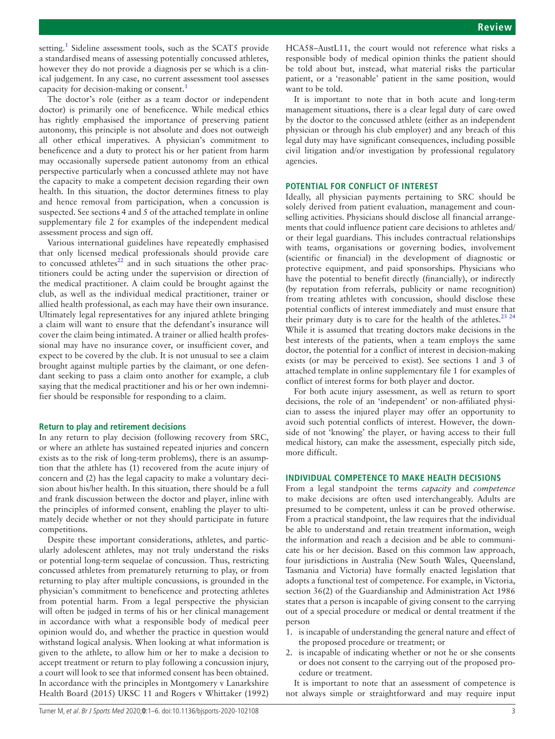setting.[1] Sideline assessment tools, such as the SCAT5 provide a standardised means of assessing potentially concussed athletes, however they do not provide a diagnosis per se which is a clinical judgement. In any case, no current assessment tool assesses capacity for decision-making or consent.[1]

The doctor's role (either as a team doctor or independent doctor) is primarily one of beneficence. While medical ethics has rightly emphasised the importance of preserving patient autonomy, this principle is not absolute and does not outweigh all other ethical imperatives. A physician's commitment to beneficence and a duty to protect his or her patient from harm may occasionally supersede patient autonomy from an ethical perspective particularly when a concussed athlete may not have the capacity to make a competent decision regarding their own health. In this situation, the doctor determines fitness to play and hence removal from participation, when a concussion is suspected. See sections 4 and 5 of the attached template in online supplementary file 2 for examples of the independent medical assessment process and sign off.

Various international guidelines have repeatedly emphasised that only licensed medical professionals should provide care to concussed athletes[22] and in such situations the other practitioners could be acting under the supervision or direction of the medical practitioner. A claim could be brought against the club, as well as the individual medical practitioner, trainer or allied health professional, as each may have their own insurance. Ultimately legal representatives for any injured athlete bringing a claim will want to ensure that the defendant's insurance will cover the claim being intimated. A trainer or allied health professional may have no insurance cover, or insufficient cover, and expect to be covered by the club. It is not unusual to see a claim brought against multiple parties by the claimant, or one defendant seeking to pass a claim onto another for example, a club saying that the medical practitioner and his or her own indemnifier should be responsible for responding to a claim.

### Return to play and retirement decisions

In any return to play decision (following recovery from SRC, or where an athlete has sustained repeated injuries and concern exists as to the risk of long-term problems), there is an assumption that the athlete has (1) recovered from the acute injury of concern and (2) has the legal capacity to make a voluntary decision about his/her health. In this situation, there should be a full and frank discussion between the doctor and player, inline with the principles of informed consent, enabling the player to ultimately decide whether or not they should participate in future competitions.

Despite these important considerations, athletes, and particularly adolescent athletes, may not truly understand the risks or potential long-term sequelae of concussion. Thus, restricting concussed athletes from prematurely returning to play, or from returning to play after multiple concussions, is grounded in the physician's commitment to beneficence and protecting athletes from potential harm. From a legal perspective the physician will often be judged in terms of his or her clinical management in accordance with what a responsible body of medical peer opinion would do, and whether the practice in question would withstand logical analysis. When looking at what information is given to the athlete, to allow him or her to make a decision to accept treatment or return to play following a concussion injury, a court will look to see that informed consent has been obtained. In accordance with the principles in Montgomery v Lanarkshire Health Board (2015) UKSC 11 and Rogers v Whittaker (1992) HCA58–AustL11, the court would not reference what risks a responsible body of medical opinion thinks the patient should be told about but, instead, what material risks the particular patient, or a 'reasonable' patient in the same position, would want to be told.

It is important to note that in both acute and long-term management situations, there is a clear legal duty of care owed by the doctor to the concussed athlete (either as an independent physician or through his club employer) and any breach of this legal duty may have significant consequences, including possible civil litigation and/or investigation by professional regulatory agencies.

## POTENTIAL FOR CONFLICT OF INTEREST

Ideally, all physician payments pertaining to SRC should be solely derived from patient evaluation, management and counselling activities. Physicians should disclose all financial arrangements that could influence patient care decisions to athletes and/or their legal guardians. This includes contractual relationships with teams, organisations or governing bodies, involvement (scientific or financial) in the development of diagnostic or protective equipment, and paid sponsorships. Physicians who have the potential to benefit directly (financially), or indirectly (by reputation from referrals, publicity or name recognition) from treating athletes with concussion, should disclose these potential conflicts of interest immediately and must ensure that their primary duty is to care for the health of the athletes.[23,24] While it is assumed that treating doctors make decisions in the best interests of the patients, when a team employs the same doctor, the potential for a conflict of interest in decision-making exists (or may be perceived to exist). See sections 1 and 3 of attached template in online supplementary file 1 for examples of conflict of interest forms for both player and doctor.

For both acute injury assessment, as well as return to sport decisions, the role of an 'independent' or non-affiliated physician to assess the injured player may offer an opportunity to avoid such potential conflicts of interest. However, the downside of not 'knowing' the player, or having access to their full medical history, can make the assessment, especially pitch side, more difficult.

## INDIVIDUAL COMPETENCE TO MAKE HEALTH DECISIONS

From a legal standpoint the terms *capacity* and *competence* to make decisions are often used interchangeably. Adults are presumed to be competent, unless it can be proved otherwise. From a practical standpoint, the law requires that the individual be able to understand and retain treatment information, weigh the information and reach a decision and be able to communicate his or her decision. Based on this common law approach, four jurisdictions in Australia (New South Wales, Queensland, Tasmania and Victoria) have formally enacted legislation that adopts a functional test of competence. For example, in Victoria, section 36(2) of the Guardianship and Administration Act 1986 states that a person is incapable of giving consent to the carrying out of a special procedure or medical or dental treatment if the person

1. is incapable of understanding the general nature and effect of the proposed procedure or treatment; or
2. is incapable of indicating whether or not he or she consents or does not consent to the carrying out of the proposed procedure or treatment.

It is important to note that an assessment of competence is not always simple or straightforward and may require input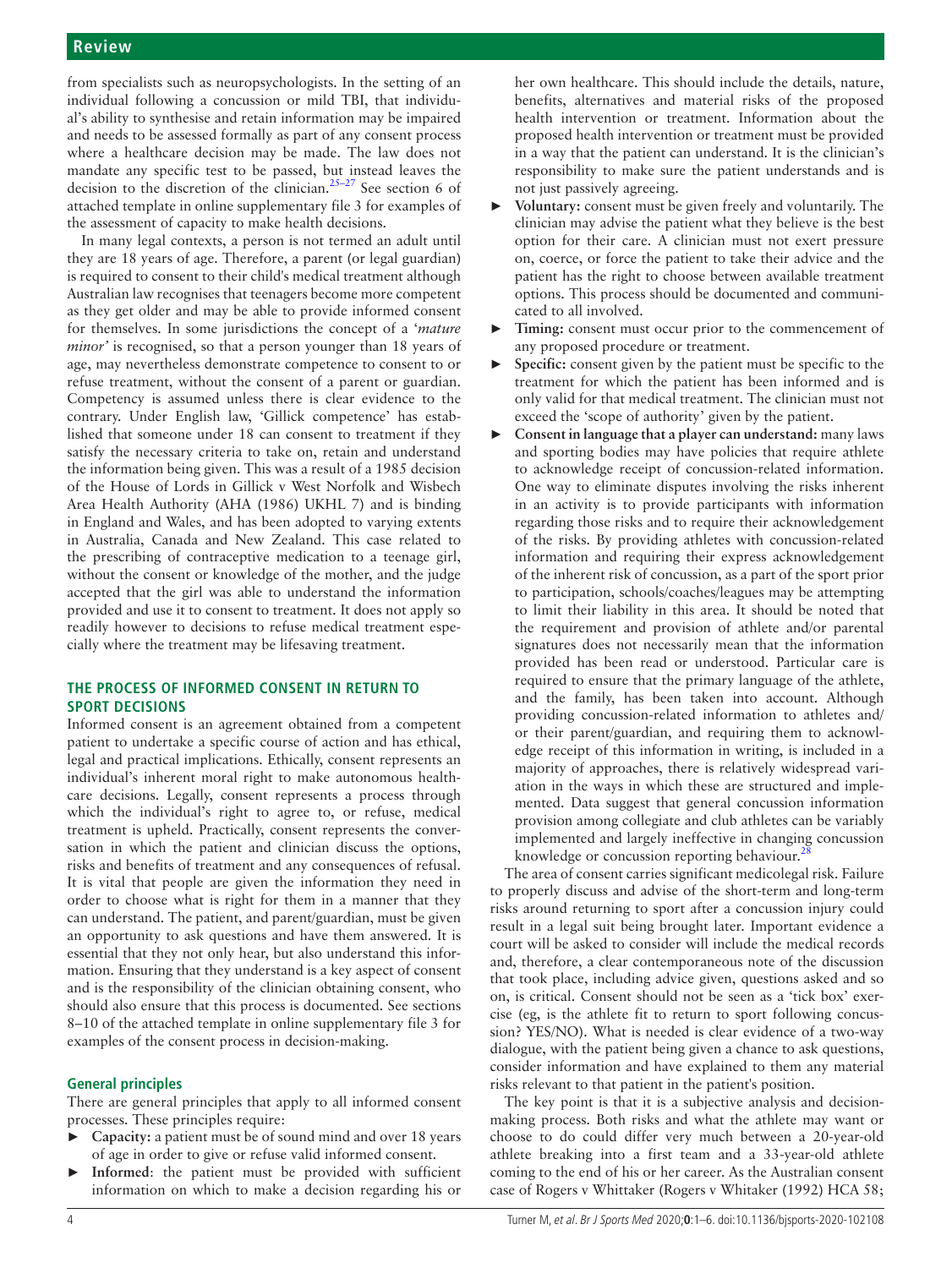from specialists such as neuropsychologists. In the setting of an individual following a concussion or mild TBI, that individual's ability to synthesise and retain information may be impaired and needs to be assessed formally as part of any consent process where a healthcare decision may be made. The law does not mandate any specific test to be passed, but instead leaves the decision to the discretion of the clinician.[25–27] See section 6 of attached template in online supplementary file 3 for examples of the assessment of capacity to make health decisions.

In many legal contexts, a person is not termed an adult until they are 18 years of age. Therefore, a parent (or legal guardian) is required to consent to their child's medical treatment although Australian law recognises that teenagers become more competent as they get older and may be able to provide informed consent for themselves. In some jurisdictions the concept of a '*mature minor*' is recognised, so that a person younger than 18 years of age, may nevertheless demonstrate competence to consent to or refuse treatment, without the consent of a parent or guardian. Competency is assumed unless there is clear evidence to the contrary. Under English law, 'Gillick competence' has established that someone under 18 can consent to treatment if they satisfy the necessary criteria to take on, retain and understand the information being given. This was a result of a 1985 decision of the House of Lords in Gillick v West Norfolk and Wisbech Area Health Authority (AHA (1986) UKHL 7) and is binding in England and Wales, and has been adopted to varying extents in Australia, Canada and New Zealand. This case related to the prescribing of contraceptive medication to a teenage girl, without the consent or knowledge of the mother, and the judge accepted that the girl was able to understand the information provided and use it to consent to treatment. It does not apply so readily however to decisions to refuse medical treatment especially where the treatment may be lifesaving treatment.

## THE PROCESS OF INFORMED CONSENT IN RETURN TO SPORT DECISIONS

Informed consent is an agreement obtained from a competent patient to undertake a specific course of action and has ethical, legal and practical implications. Ethically, consent represents an individual's inherent moral right to make autonomous healthcare decisions. Legally, consent represents a process through which the individual's right to agree to, or refuse, medical treatment is upheld. Practically, consent represents the conversation in which the patient and clinician discuss the options, risks and benefits of treatment and any consequences of refusal. It is vital that people are given the information they need in order to choose what is right for them in a manner that they can understand. The patient, and parent/guardian, must be given an opportunity to ask questions and have them answered. It is essential that they not only hear, but also understand this information. Ensuring that they understand is a key aspect of consent and is the responsibility of the clinician obtaining consent, who should also ensure that this process is documented. See sections 8–10 of the attached template in online supplementary file 3 for examples of the consent process in decision-making.

### General principles

There are general principles that apply to all informed consent processes. These principles require:

- **Capacity:** a patient must be of sound mind and over 18 years of age in order to give or refuse valid informed consent.
- **Informed**: the patient must be provided with sufficient information on which to make a decision regarding his or her own healthcare. This should include the details, nature, benefits, alternatives and material risks of the proposed health intervention or treatment. Information about the proposed health intervention or treatment must be provided in a way that the patient can understand. It is the clinician's responsibility to make sure the patient understands and is not just passively agreeing.
- **Voluntary:** consent must be given freely and voluntarily. The clinician may advise the patient what they believe is the best option for their care. A clinician must not exert pressure on, coerce, or force the patient to take their advice and the patient has the right to choose between available treatment options. This process should be documented and communicated to all involved.
- **Timing:** consent must occur prior to the commencement of any proposed procedure or treatment.
- **Specific:** consent given by the patient must be specific to the treatment for which the patient has been informed and is only valid for that medical treatment. The clinician must not exceed the 'scope of authority' given by the patient.
- **Consent in language that a player can understand:** many laws and sporting bodies may have policies that require athlete to acknowledge receipt of concussion-related information. One way to eliminate disputes involving the risks inherent in an activity is to provide participants with information regarding those risks and to require their acknowledgement of the risks. By providing athletes with concussion-related information and requiring their express acknowledgement of the inherent risk of concussion, as a part of the sport prior to participation, schools/coaches/leagues may be attempting to limit their liability in this area. It should be noted that the requirement and provision of athlete and/or parental signatures does not necessarily mean that the information provided has been read or understood. Particular care is required to ensure that the primary language of the athlete, and the family, has been taken into account. Although providing concussion-related information to athletes and/or their parent/guardian, and requiring them to acknowledge receipt of this information in writing, is included in a majority of approaches, there is relatively widespread variation in the ways in which these are structured and implemented. Data suggest that general concussion information provision among collegiate and club athletes can be variably implemented and largely ineffective in changing concussion knowledge or concussion reporting behaviour.[28]

The area of consent carries significant medicolegal risk. Failure to properly discuss and advise of the short-term and long-term risks around returning to sport after a concussion injury could result in a legal suit being brought later. Important evidence a court will be asked to consider will include the medical records and, therefore, a clear contemporaneous note of the discussion that took place, including advice given, questions asked and so on, is critical. Consent should not be seen as a 'tick box' exercise (eg, is the athlete fit to return to sport following concussion? YES/NO). What is needed is clear evidence of a two-way dialogue, with the patient being given a chance to ask questions, consider information and have explained to them any material risks relevant to that patient in the patient's position.

The key point is that it is a subjective analysis and decision-making process. Both risks and what the athlete may want or choose to do could differ very much between a 20-year-old athlete breaking into a first team and a 33-year-old athlete coming to the end of his or her career. As the Australian consent case of Rogers v Whittaker (Rogers v Whitaker (1992) HCA 58;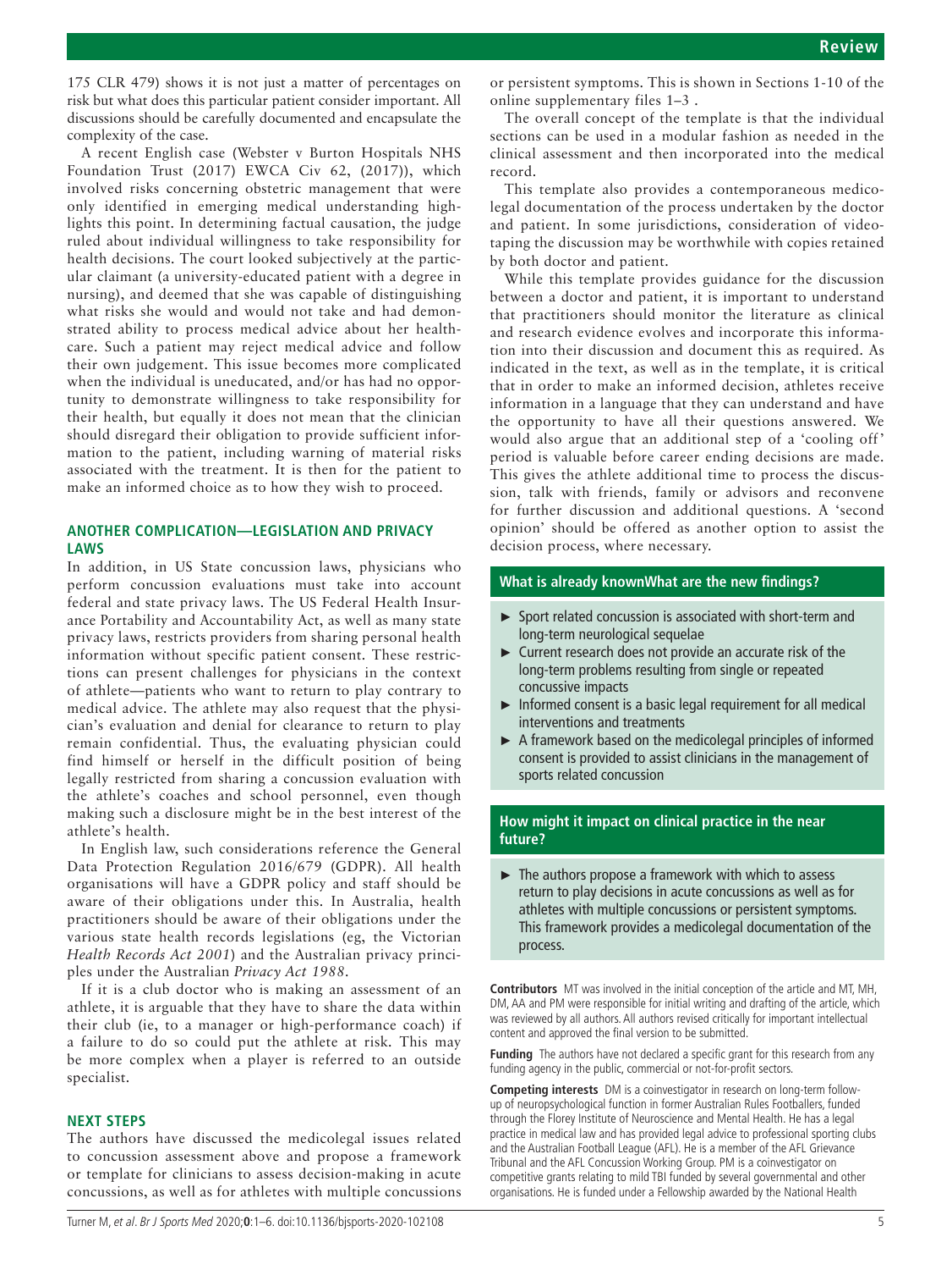175 CLR 479) shows it is not just a matter of percentages on risk but what does this particular patient consider important. All discussions should be carefully documented and encapsulate the complexity of the case.

A recent English case (Webster v Burton Hospitals NHS Foundation Trust (2017) EWCA Civ 62, (2017)), which involved risks concerning obstetric management that were only identified in emerging medical understanding highlights this point. In determining factual causation, the judge ruled about individual willingness to take responsibility for health decisions. The court looked subjectively at the particular claimant (a university-educated patient with a degree in nursing), and deemed that she was capable of distinguishing what risks she would and would not take and had demonstrated ability to process medical advice about her healthcare. Such a patient may reject medical advice and follow their own judgement. This issue becomes more complicated when the individual is uneducated, and/or has had no opportunity to demonstrate willingness to take responsibility for their health, but equally it does not mean that the clinician should disregard their obligation to provide sufficient information to the patient, including warning of material risks associated with the treatment. It is then for the patient to make an informed choice as to how they wish to proceed.

## ANOTHER COMPLICATION—LEGISLATION AND PRIVACY LAWS

In addition, in US State concussion laws, physicians who perform concussion evaluations must take into account federal and state privacy laws. The US Federal Health Insurance Portability and Accountability Act, as well as many state privacy laws, restricts providers from sharing personal health information without specific patient consent. These restrictions can present challenges for physicians in the context of athlete—patients who want to return to play contrary to medical advice. The athlete may also request that the physician's evaluation and denial for clearance to return to play remain confidential. Thus, the evaluating physician could find himself or herself in the difficult position of being legally restricted from sharing a concussion evaluation with the athlete's coaches and school personnel, even though making such a disclosure might be in the best interest of the athlete's health.

In English law, such considerations reference the General Data Protection Regulation 2016/679 (GDPR). All health organisations will have a GDPR policy and staff should be aware of their obligations under this. In Australia, health practitioners should be aware of their obligations under the various state health records legislations (eg, the Victorian *Health Records Act 2001*) and the Australian privacy principles under the Australian *Privacy Act 1988*.

If it is a club doctor who is making an assessment of an athlete, it is arguable that they have to share the data within their club (ie, to a manager or high-performance coach) if a failure to do so could put the athlete at risk. This may be more complex when a player is referred to an outside specialist.

## NEXT STEPS

The authors have discussed the medicolegal issues related to concussion assessment above and propose a framework or template for clinicians to assess decision-making in acute concussions, as well as for athletes with multiple concussions or persistent symptoms. This is shown in Sections 1-10 of the online supplementary files 1–3 .

The overall concept of the template is that the individual sections can be used in a modular fashion as needed in the clinical assessment and then incorporated into the medical record.

This template also provides a contemporaneous medicolegal documentation of the process undertaken by the doctor and patient. In some jurisdictions, consideration of videotaping the discussion may be worthwhile with copies retained by both doctor and patient.

While this template provides guidance for the discussion between a doctor and patient, it is important to understand that practitioners should monitor the literature as clinical and research evidence evolves and incorporate this information into their discussion and document this as required. As indicated in the text, as well as in the template, it is critical that in order to make an informed decision, athletes receive information in a language that they can understand and have the opportunity to have all their questions answered. We would also argue that an additional step of a 'cooling off' period is valuable before career ending decisions are made. This gives the athlete additional time to process the discussion, talk with friends, family or advisors and reconvene for further discussion and additional questions. A 'second opinion' should be offered as another option to assist the decision process, where necessary.

### What is already knownWhat are the new findings?

- Sport related concussion is associated with short-term and long-term neurological sequelae
- Current research does not provide an accurate risk of the long-term problems resulting from single or repeated concussive impacts
- Informed consent is a basic legal requirement for all medical interventions and treatments
- A framework based on the medicolegal principles of informed consent is provided to assist clinicians in the management of sports related concussion

### How might it impact on clinical practice in the near future?

- The authors propose a framework with which to assess return to play decisions in acute concussions as well as for athletes with multiple concussions or persistent symptoms. This framework provides a medicolegal documentation of the process.

**Contributors** MT was involved in the initial conception of the article and MT, MH, DM, AA and PM were responsible for initial writing and drafting of the article, which was reviewed by all authors. All authors revised critically for important intellectual content and approved the final version to be submitted.

**Funding** The authors have not declared a specific grant for this research from any funding agency in the public, commercial or not-for-profit sectors.

**Competing interests** DM is a coinvestigator in research on long-term follow-up of neuropsychological function in former Australian Rules Footballers, funded through the Florey Institute of Neuroscience and Mental Health. He has a legal practice in medical law and has provided legal advice to professional sporting clubs and the Australian Football League (AFL). He is a member of the AFL Grievance Tribunal and the AFL Concussion Working Group. PM is a coinvestigator on competitive grants relating to mild TBI funded by several governmental and other organisations. He is funded under a Fellowship awarded by the National Health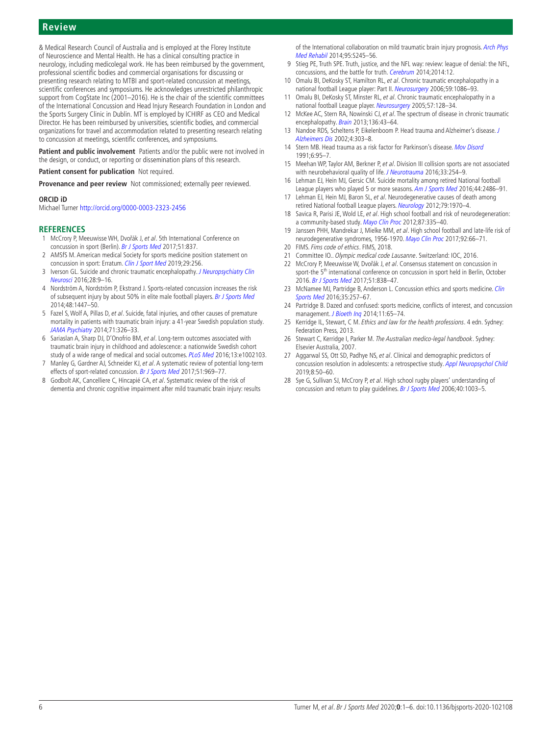& Medical Research Council of Australia and is employed at the Florey Institute of Neuroscience and Mental Health. He has a clinical consulting practice in neurology, including medicolegal work. He has been reimbursed by the government, professional scientific bodies and commercial organisations for discussing or presenting research relating to MTBI and sport-related concussion at meetings, scientific conferences and symposiums. He acknowledges unrestricted philanthropic support from CogState Inc (2001–2016). He is the chair of the scientific committees of the International Concussion and Head Injury Research Foundation in London and the Sports Surgery Clinic in Dublin. MT is employed by ICHIRF as CEO and Medical Director. He has been reimbursed by universities, scientific bodies, and commercial organizations for travel and accommodation related to presenting research relating to concussion at meetings, scientific conferences, and symposiums.

**Patient and public involvement** Patients and/or the public were not involved in the design, or conduct, or reporting or dissemination plans of this research.

**Patient consent for publication** Not required.

**Provenance and peer review** Not commissioned; externally peer reviewed.

**ORCID iD**

Michael Turner http://orcid.org/0000-0003-2323-2456

## REFERENCES

1. McCrory P, Meeuwisse WH, Dvořák J, *et al*. 5th International Conference on concussion in sport (Berlin). *Br J Sports Med* 2017;51:837.
2. AMSfS M. American medical Society for sports medicine position statement on concussion in sport: Erratum. *Clin J Sport Med* 2019;29:256.
3. Iverson GL. Suicide and chronic traumatic encephalopathy. *J Neuropsychiatry Clin Neurosci* 2016;28:9–16.
4. Nordström A, Nordström P, Ekstrand J. Sports-related concussion increases the risk of subsequent injury by about 50% in elite male football players. *Br J Sports Med* 2014;48:1447–50.
5. Fazel S, Wolf A, Pillas D, *et al*. Suicide, fatal injuries, and other causes of premature mortality in patients with traumatic brain injury: a 41-year Swedish population study. *JAMA Psychiatry* 2014;71:326–33.
6. Sariaslan A, Sharp DJ, D'Onofrio BM, *et al*. Long-term outcomes associated with traumatic brain injury in childhood and adolescence: a nationwide Swedish cohort study of a wide range of medical and social outcomes. *PLoS Med* 2016;13:e1002103.
7. Manley G, Gardner AJ, Schneider KJ, *et al*. A systematic review of potential long-term effects of sport-related concussion. *Br J Sports Med* 2017;51:969–77.
8. Godbolt AK, Cancelliere C, Hincapié CA, *et al*. Systematic review of the risk of dementia and chronic cognitive impairment after mild traumatic brain injury: results of the International collaboration on mild traumatic brain injury prognosis. *Arch Phys Med Rehabil* 2014;95:S245–56.
9. Stieg PE, Truth SPE. Truth, justice, and the NFL way: review: league of denial: the NFL, concussions, and the battle for truth. *Cerebrum* 2014;2014:12.
10. Omalu BI, DeKosky ST, Hamilton RL, *et al*. Chronic traumatic encephalopathy in a national football League player: Part II. *Neurosurgery* 2006;59:1086–93.
11. Omalu BI, DeKosky ST, Minster RL, *et al*. Chronic traumatic encephalopathy in a national football League player. *Neurosurgery* 2005;57:128–34.
12. McKee AC, Stern RA, Nowinski CJ, *et al*. The spectrum of disease in chronic traumatic encephalopathy. *Brain* 2013;136:43–64.
13. Nandoe RDS, Scheltens P, Eikelenboom P. Head trauma and Alzheimer's disease. *J Alzheimers Dis* 2002;4:303–8.
14. Stern MB. Head trauma as a risk factor for Parkinson's disease. *Mov Disord* 1991;6:95–7.
15. Meehan WP, Taylor AM, Berkner P, *et al*. Division III collision sports are not associated with neurobehavioral quality of life. *J Neurotrauma* 2016;33:254–9.
16. Lehman EJ, Hein MJ, Gersic CM. Suicide mortality among retired National football League players who played 5 or more seasons. *Am J Sports Med* 2016;44:2486–91.
17. Lehman EJ, Hein MJ, Baron SL, *et al*. Neurodegenerative causes of death among retired National football League players. *Neurology* 2012;79:1970–4.
18. Savica R, Parisi JE, Wold LE, *et al*. High school football and risk of neurodegeneration: a community-based study. *Mayo Clin Proc* 2012;87:335–40.
19. Janssen PHH, Mandrekar J, Mielke MM, *et al*. High school football and late-life risk of neurodegenerative syndromes, 1956-1970. *Mayo Clin Proc* 2017;92:66–71.
20. FIMS. *Fims code of ethics*. FIMS, 2018.
21. Committee IO.. *Olympic medical code Lausanne*. Switzerland: IOC, 2016.
22. McCrory P, Meeuwisse W, Dvořák J, *et al*. Consensus statement on concussion in sport-the 5th international conference on concussion in sport held in Berlin, October 2016. *Br J Sports Med* 2017;51:838–47.
23. McNamee MJ, Partridge B, Anderson L. Concussion ethics and sports medicine. *Clin Sports Med* 2016;35:257–67.
24. Partridge B. Dazed and confused: sports medicine, conflicts of interest, and concussion management. *J Bioeth Inq* 2014;11:65–74.
25. Kerridge IL, Stewart, C M. *Ethics and law for the health professions*. 4 edn. Sydney: Federation Press, 2013.
26. Stewart C, Kerridge I, Parker M. *The Australian medico-legal handbook*. Sydney: Elsevier Australia, 2007.
27. Aggarwal SS, Ott SD, Padhye NS, *et al*. Clinical and demographic predictors of concussion resolution in adolescents: a retrospective study. *Appl Neuropsychol Child* 2019;8:50–60.
28. Sye G, Sullivan SJ, McCrory P, *et al*. High school rugby players' understanding of concussion and return to play guidelines. *Br J Sports Med* 2006;40:1003–5.